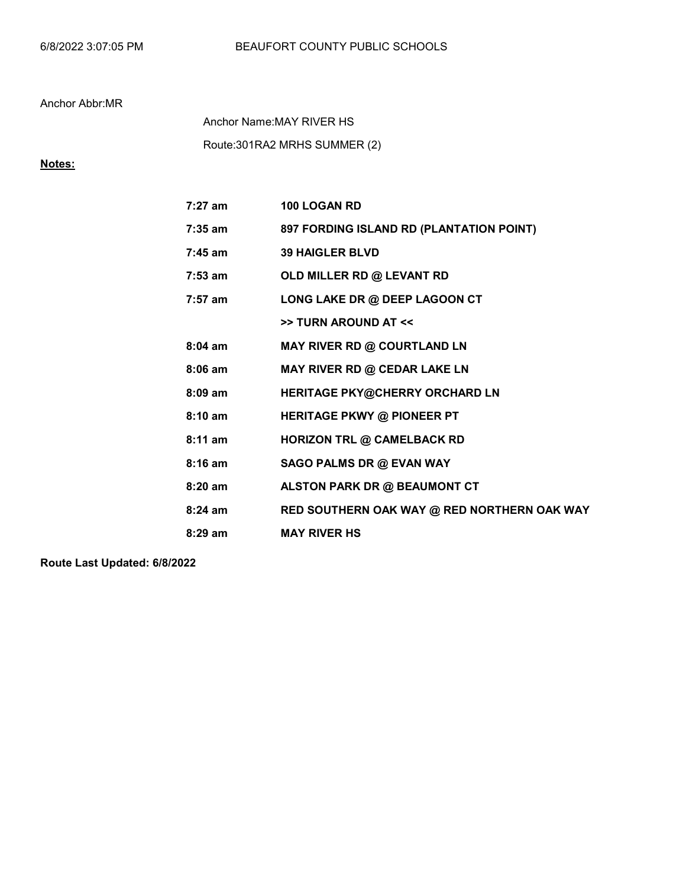6/8/2022 3:07:05 PM BEAUFORT COUNTY PUBLIC SCHOOLS

Anchor Abbr:MR

Anchor Name:MAY RIVER HS

Route:301RA2 MRHS SUMMER (2)

**Notes:**

| | |
|---|---|
| **7:27 am** | **100 LOGAN RD** |
| **7:35 am** | **897 FORDING ISLAND RD (PLANTATION POINT)** |
| **7:45 am** | **39 HAIGLER BLVD** |
| **7:53 am** | **OLD MILLER RD @ LEVANT RD** |
| **7:57 am** | **LONG LAKE DR @ DEEP LAGOON CT** |
| | **>> TURN AROUND AT <<** |
| **8:04 am** | **MAY RIVER RD @ COURTLAND LN** |
| **8:06 am** | **MAY RIVER RD @ CEDAR LAKE LN** |
| **8:09 am** | **HERITAGE PKY@CHERRY ORCHARD LN** |
| **8:10 am** | **HERITAGE PKWY @ PIONEER PT** |
| **8:11 am** | **HORIZON TRL @ CAMELBACK RD** |
| **8:16 am** | **SAGO PALMS DR @ EVAN WAY** |
| **8:20 am** | **ALSTON PARK DR @ BEAUMONT CT** |
| **8:24 am** | **RED SOUTHERN OAK WAY @ RED NORTHERN OAK WAY** |
| **8:29 am** | **MAY RIVER HS** |

**Route Last Updated: 6/8/2022**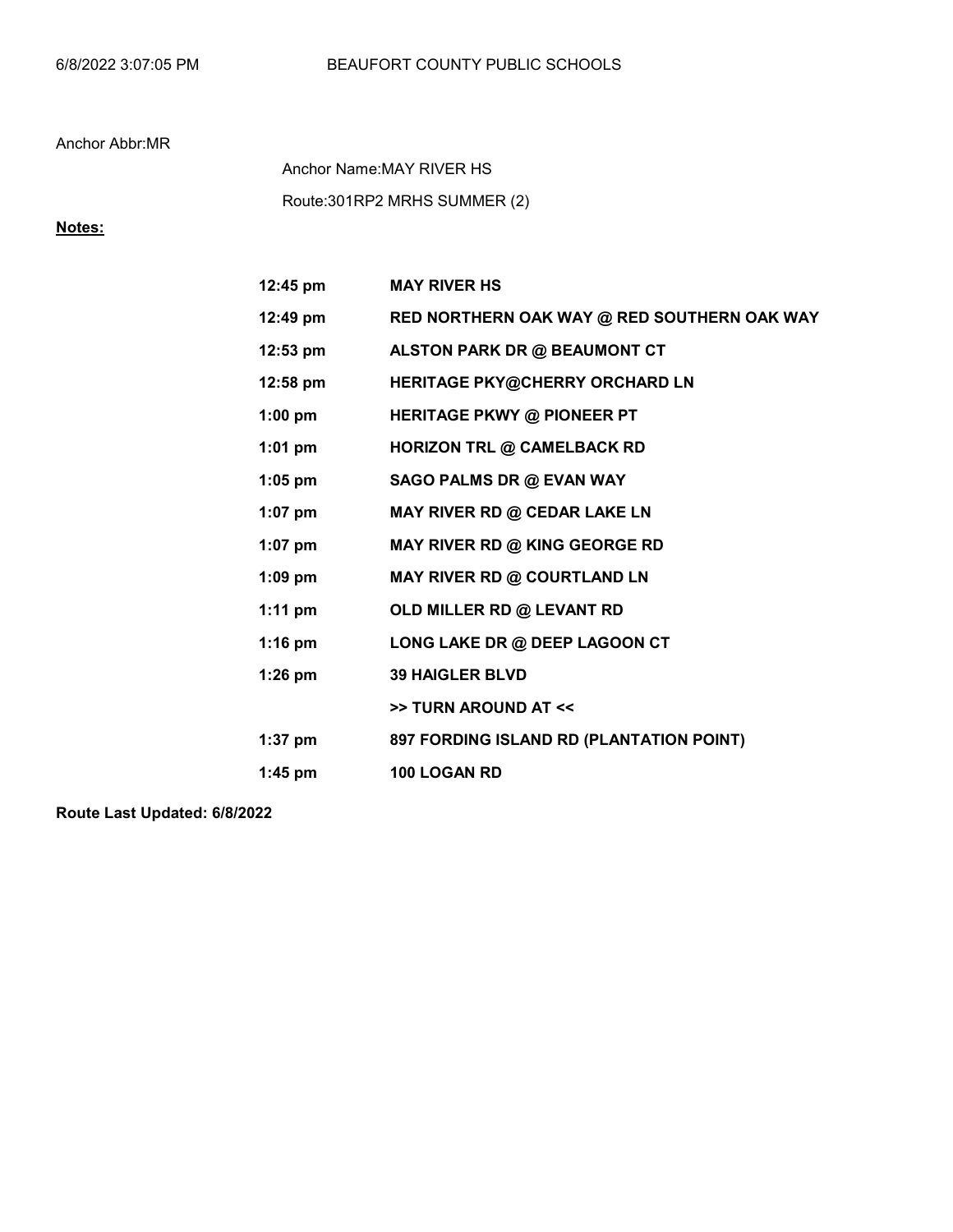6/8/2022 3:07:05 PM BEAUFORT COUNTY PUBLIC SCHOOLS

Anchor Abbr:MR

Anchor Name:MAY RIVER HS

Route:301RP2 MRHS SUMMER (2)

**Notes:**

| | |
|---|---|
| **12:45 pm** | **MAY RIVER HS** |
| **12:49 pm** | **RED NORTHERN OAK WAY @ RED SOUTHERN OAK WAY** |
| **12:53 pm** | **ALSTON PARK DR @ BEAUMONT CT** |
| **12:58 pm** | **HERITAGE PKY@CHERRY ORCHARD LN** |
| **1:00 pm** | **HERITAGE PKWY @ PIONEER PT** |
| **1:01 pm** | **HORIZON TRL @ CAMELBACK RD** |
| **1:05 pm** | **SAGO PALMS DR @ EVAN WAY** |
| **1:07 pm** | **MAY RIVER RD @ CEDAR LAKE LN** |
| **1:07 pm** | **MAY RIVER RD @ KING GEORGE RD** |
| **1:09 pm** | **MAY RIVER RD @ COURTLAND LN** |
| **1:11 pm** | **OLD MILLER RD @ LEVANT RD** |
| **1:16 pm** | **LONG LAKE DR @ DEEP LAGOON CT** |
| **1:26 pm** | **39 HAIGLER BLVD** |
| | **>> TURN AROUND AT <<** |
| **1:37 pm** | **897 FORDING ISLAND RD (PLANTATION POINT)** |
| **1:45 pm** | **100 LOGAN RD** |

**Route Last Updated: 6/8/2022**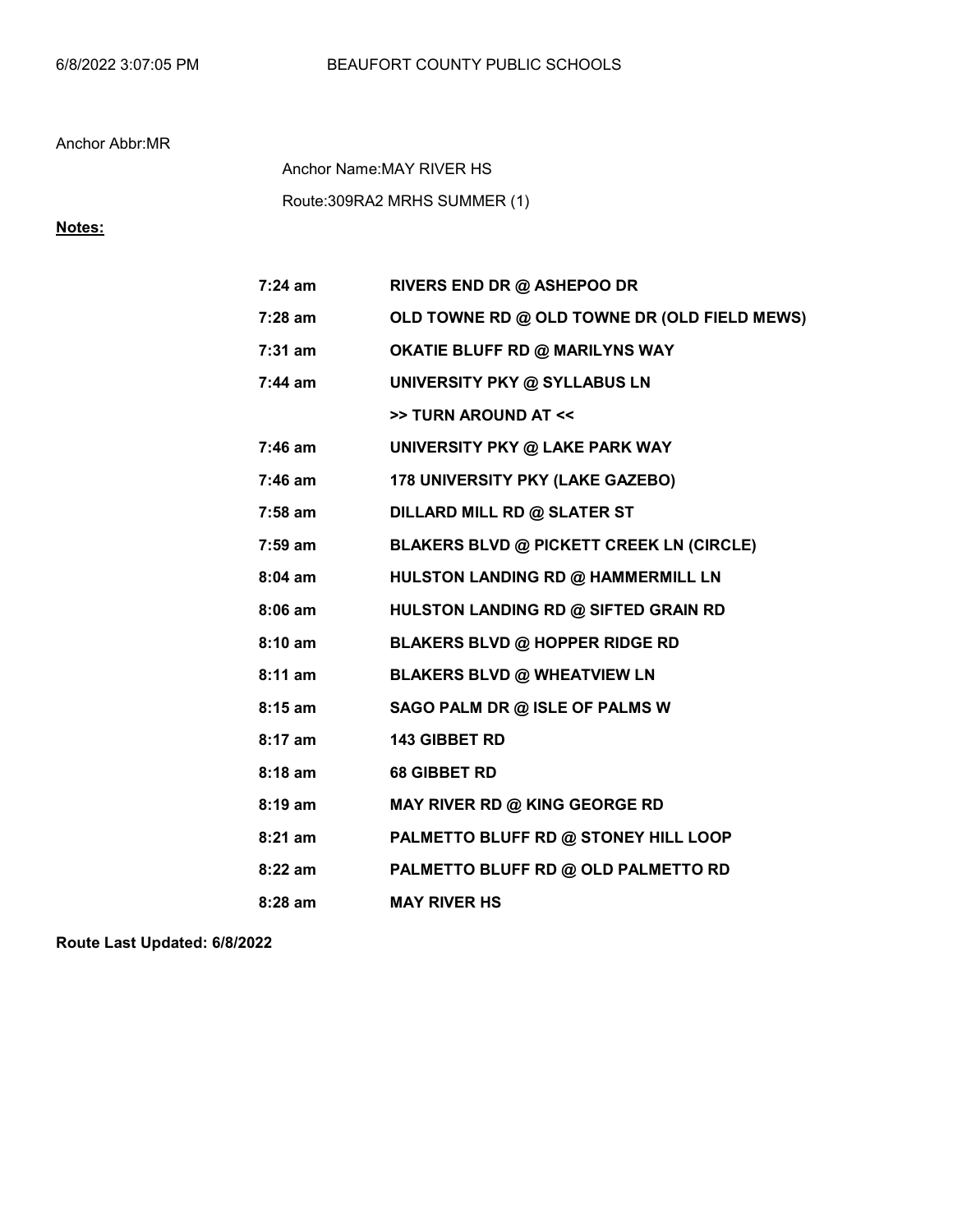6/8/2022 3:07:05 PM BEAUFORT COUNTY PUBLIC SCHOOLS

Anchor Abbr:MR

Anchor Name:MAY RIVER HS

Route:309RA2 MRHS SUMMER (1)

**Notes:**

| | |
|---|---|
| **7:24 am** | **RIVERS END DR @ ASHEPOO DR** |
| **7:28 am** | **OLD TOWNE RD @ OLD TOWNE DR (OLD FIELD MEWS)** |
| **7:31 am** | **OKATIE BLUFF RD @ MARILYNS WAY** |
| **7:44 am** | **UNIVERSITY PKY @ SYLLABUS LN** |
| | **>> TURN AROUND AT <<** |
| **7:46 am** | **UNIVERSITY PKY @ LAKE PARK WAY** |
| **7:46 am** | **178 UNIVERSITY PKY (LAKE GAZEBO)** |
| **7:58 am** | **DILLARD MILL RD @ SLATER ST** |
| **7:59 am** | **BLAKERS BLVD @ PICKETT CREEK LN (CIRCLE)** |
| **8:04 am** | **HULSTON LANDING RD @ HAMMERMILL LN** |
| **8:06 am** | **HULSTON LANDING RD @ SIFTED GRAIN RD** |
| **8:10 am** | **BLAKERS BLVD @ HOPPER RIDGE RD** |
| **8:11 am** | **BLAKERS BLVD @ WHEATVIEW LN** |
| **8:15 am** | **SAGO PALM DR @ ISLE OF PALMS W** |
| **8:17 am** | **143 GIBBET RD** |
| **8:18 am** | **68 GIBBET RD** |
| **8:19 am** | **MAY RIVER RD @ KING GEORGE RD** |
| **8:21 am** | **PALMETTO BLUFF RD @ STONEY HILL LOOP** |
| **8:22 am** | **PALMETTO BLUFF RD @ OLD PALMETTO RD** |
| **8:28 am** | **MAY RIVER HS** |

**Route Last Updated: 6/8/2022**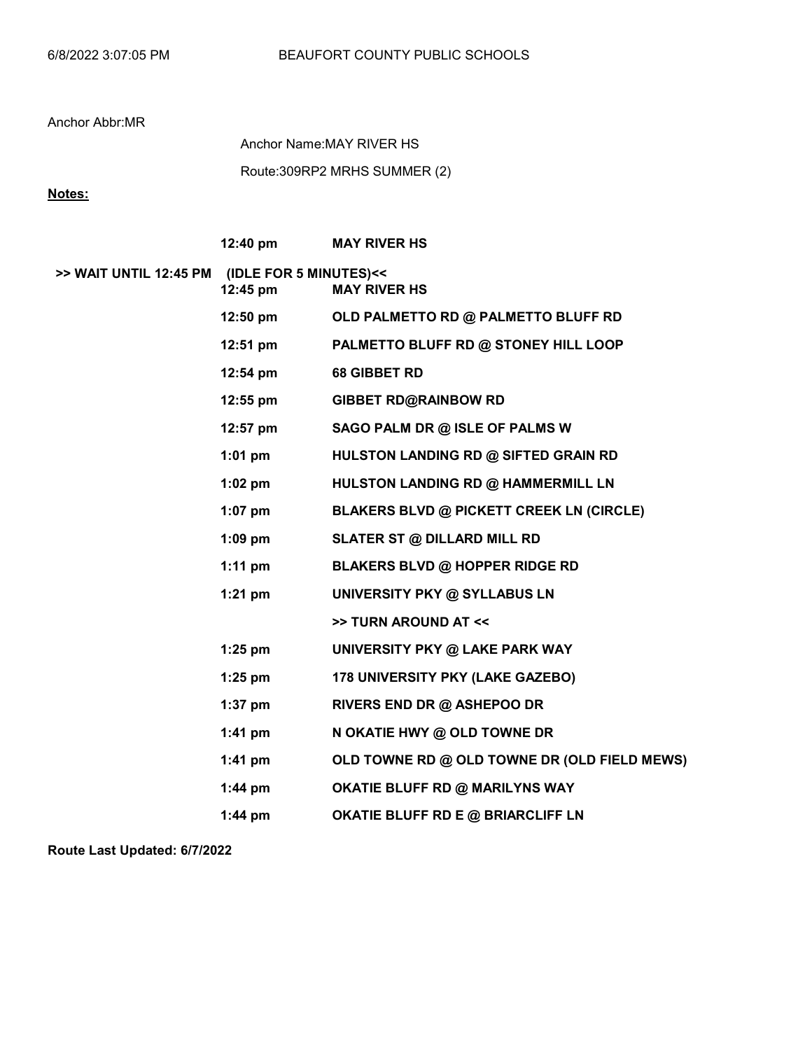Anchor Abbr:MR

Anchor Name:MAY RIVER HS

Route:309RP2 MRHS SUMMER (2)

**Notes:**

| | Time | Stop |
|---|---|---|
| | **12:40 pm** | **MAY RIVER HS** |
| **>> WAIT UNTIL 12:45 PM** | **(IDLE FOR 5 MINUTES)<<** | |
| | **12:45 pm** | **MAY RIVER HS** |
| | **12:50 pm** | **OLD PALMETTO RD @ PALMETTO BLUFF RD** |
| | **12:51 pm** | **PALMETTO BLUFF RD @ STONEY HILL LOOP** |
| | **12:54 pm** | **68 GIBBET RD** |
| | **12:55 pm** | **GIBBET RD@RAINBOW RD** |
| | **12:57 pm** | **SAGO PALM DR @ ISLE OF PALMS W** |
| | **1:01 pm** | **HULSTON LANDING RD @ SIFTED GRAIN RD** |
| | **1:02 pm** | **HULSTON LANDING RD @ HAMMERMILL LN** |
| | **1:07 pm** | **BLAKERS BLVD @ PICKETT CREEK LN (CIRCLE)** |
| | **1:09 pm** | **SLATER ST @ DILLARD MILL RD** |
| | **1:11 pm** | **BLAKERS BLVD @ HOPPER RIDGE RD** |
| | **1:21 pm** | **UNIVERSITY PKY @ SYLLABUS LN** |
| | | **>> TURN AROUND AT <<** |
| | **1:25 pm** | **UNIVERSITY PKY @ LAKE PARK WAY** |
| | **1:25 pm** | **178 UNIVERSITY PKY (LAKE GAZEBO)** |
| | **1:37 pm** | **RIVERS END DR @ ASHEPOO DR** |
| | **1:41 pm** | **N OKATIE HWY @ OLD TOWNE DR** |
| | **1:41 pm** | **OLD TOWNE RD @ OLD TOWNE DR (OLD FIELD MEWS)** |
| | **1:44 pm** | **OKATIE BLUFF RD @ MARILYNS WAY** |
| | **1:44 pm** | **OKATIE BLUFF RD E @ BRIARCLIFF LN** |

**Route Last Updated: 6/7/2022**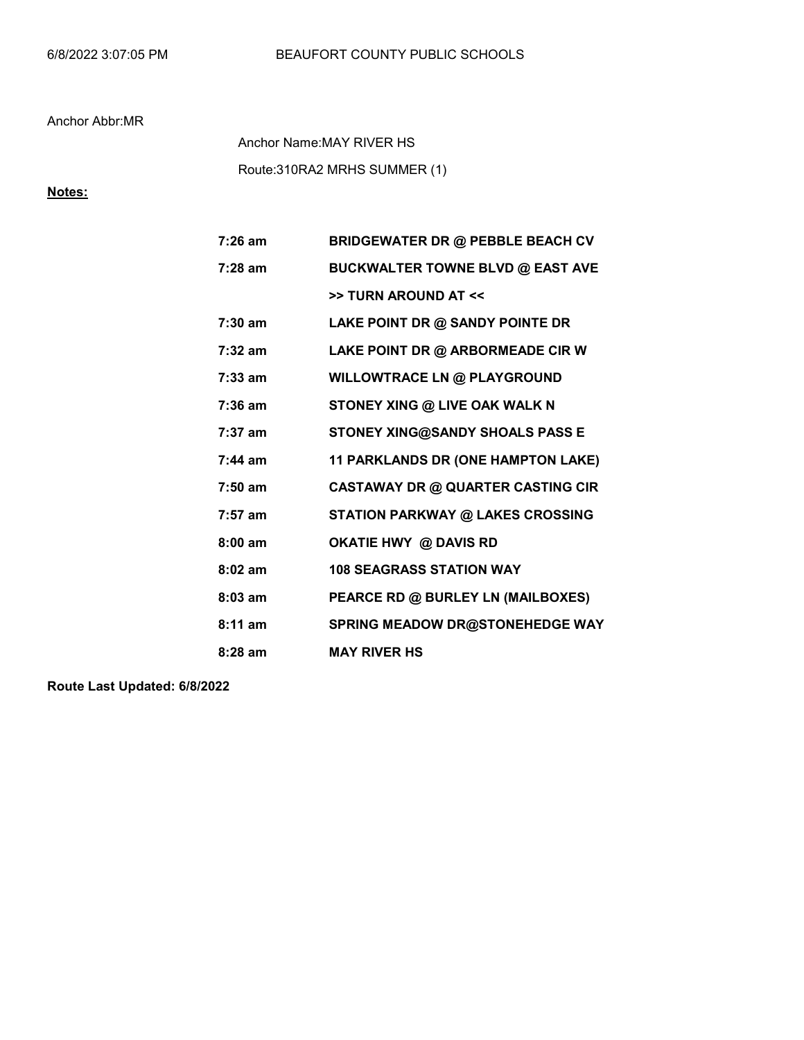Anchor Abbr:MR

Anchor Name:MAY RIVER HS

Route:310RA2 MRHS SUMMER (1)

**Notes:**

| | |
|---|---|
| **7:26 am** | **BRIDGEWATER DR @ PEBBLE BEACH CV** |
| **7:28 am** | **BUCKWALTER TOWNE BLVD @ EAST AVE** |
| | **>> TURN AROUND AT <<** |
| **7:30 am** | **LAKE POINT DR @ SANDY POINTE DR** |
| **7:32 am** | **LAKE POINT DR @ ARBORMEADE CIR W** |
| **7:33 am** | **WILLOWTRACE LN @ PLAYGROUND** |
| **7:36 am** | **STONEY XING @ LIVE OAK WALK N** |
| **7:37 am** | **STONEY XING@SANDY SHOALS PASS E** |
| **7:44 am** | **11 PARKLANDS DR (ONE HAMPTON LAKE)** |
| **7:50 am** | **CASTAWAY DR @ QUARTER CASTING CIR** |
| **7:57 am** | **STATION PARKWAY @ LAKES CROSSING** |
| **8:00 am** | **OKATIE HWY @ DAVIS RD** |
| **8:02 am** | **108 SEAGRASS STATION WAY** |
| **8:03 am** | **PEARCE RD @ BURLEY LN (MAILBOXES)** |
| **8:11 am** | **SPRING MEADOW DR@STONEHEDGE WAY** |
| **8:28 am** | **MAY RIVER HS** |

**Route Last Updated: 6/8/2022**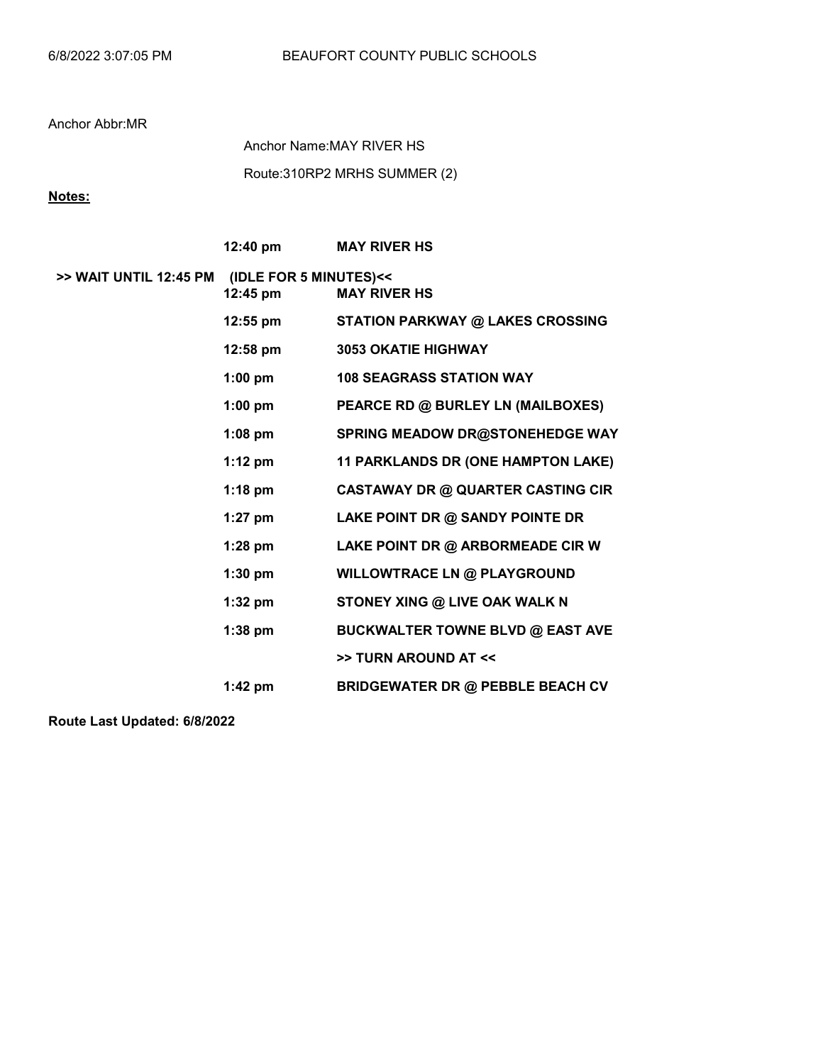BEAUFORT COUNTY PUBLIC SCHOOLS

Anchor Abbr:MR

Anchor Name:MAY RIVER HS

Route:310RP2 MRHS SUMMER (2)

**Notes:**

| | | |
|---|---|---|
| | **12:40 pm** | **MAY RIVER HS** |
| **>> WAIT UNTIL 12:45 PM** | **(IDLE FOR 5 MINUTES)<<** | |
| | **12:45 pm** | **MAY RIVER HS** |
| | **12:55 pm** | **STATION PARKWAY @ LAKES CROSSING** |
| | **12:58 pm** | **3053 OKATIE HIGHWAY** |
| | **1:00 pm** | **108 SEAGRASS STATION WAY** |
| | **1:00 pm** | **PEARCE RD @ BURLEY LN (MAILBOXES)** |
| | **1:08 pm** | **SPRING MEADOW DR@STONEHEDGE WAY** |
| | **1:12 pm** | **11 PARKLANDS DR (ONE HAMPTON LAKE)** |
| | **1:18 pm** | **CASTAWAY DR @ QUARTER CASTING CIR** |
| | **1:27 pm** | **LAKE POINT DR @ SANDY POINTE DR** |
| | **1:28 pm** | **LAKE POINT DR @ ARBORMEADE CIR W** |
| | **1:30 pm** | **WILLOWTRACE LN @ PLAYGROUND** |
| | **1:32 pm** | **STONEY XING @ LIVE OAK WALK N** |
| | **1:38 pm** | **BUCKWALTER TOWNE BLVD @ EAST AVE** |
| | | **>> TURN AROUND AT <<** |
| | **1:42 pm** | **BRIDGEWATER DR @ PEBBLE BEACH CV** |

**Route Last Updated: 6/8/2022**